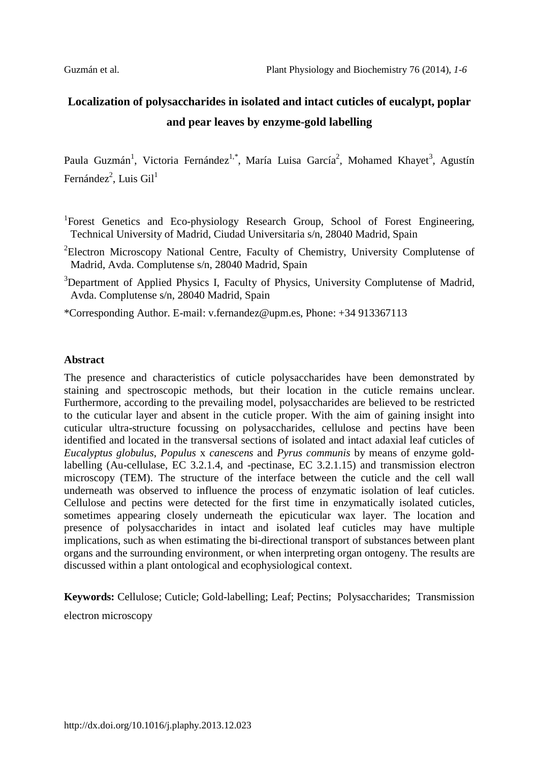# Localization of polysaccharides in isolated and intact cuticles of eucalypt, poplar and pear leaves by enzyme-gold labelling

Paula Guzmán[1], Victoria Fernández[1,*], María Luisa García[2], Mohamed Khayet[3], Agustín Fernández[2], Luis Gil[1]

[1]Forest Genetics and Eco-physiology Research Group, School of Forest Engineering, Technical University of Madrid, Ciudad Universitaria s/n, 28040 Madrid, Spain

[2]Electron Microscopy National Centre, Faculty of Chemistry, University Complutense of Madrid, Avda. Complutense s/n, 28040 Madrid, Spain

[3]Department of Applied Physics I, Faculty of Physics, University Complutense of Madrid, Avda. Complutense s/n, 28040 Madrid, Spain

*Corresponding Author. E-mail: v.fernandez@upm.es, Phone: +34 913367113

## Abstract

The presence and characteristics of cuticle polysaccharides have been demonstrated by staining and spectroscopic methods, but their location in the cuticle remains unclear. Furthermore, according to the prevailing model, polysaccharides are believed to be restricted to the cuticular layer and absent in the cuticle proper. With the aim of gaining insight into cuticular ultra-structure focussing on polysaccharides, cellulose and pectins have been identified and located in the transversal sections of isolated and intact adaxial leaf cuticles of *Eucalyptus globulus*, *Populus* x *canescens* and *Pyrus communis* by means of enzyme gold-labelling (Au-cellulase, EC 3.2.1.4, and -pectinase, EC 3.2.1.15) and transmission electron microscopy (TEM). The structure of the interface between the cuticle and the cell wall underneath was observed to influence the process of enzymatic isolation of leaf cuticles. Cellulose and pectins were detected for the first time in enzymatically isolated cuticles, sometimes appearing closely underneath the epicuticular wax layer. The location and presence of polysaccharides in intact and isolated leaf cuticles may have multiple implications, such as when estimating the bi-directional transport of substances between plant organs and the surrounding environment, or when interpreting organ ontogeny. The results are discussed within a plant ontological and ecophysiological context.

**Keywords:** Cellulose; Cuticle; Gold-labelling; Leaf; Pectins; Polysaccharides; Transmission electron microscopy

http://dx.doi.org/10.1016/j.plaphy.2013.12.023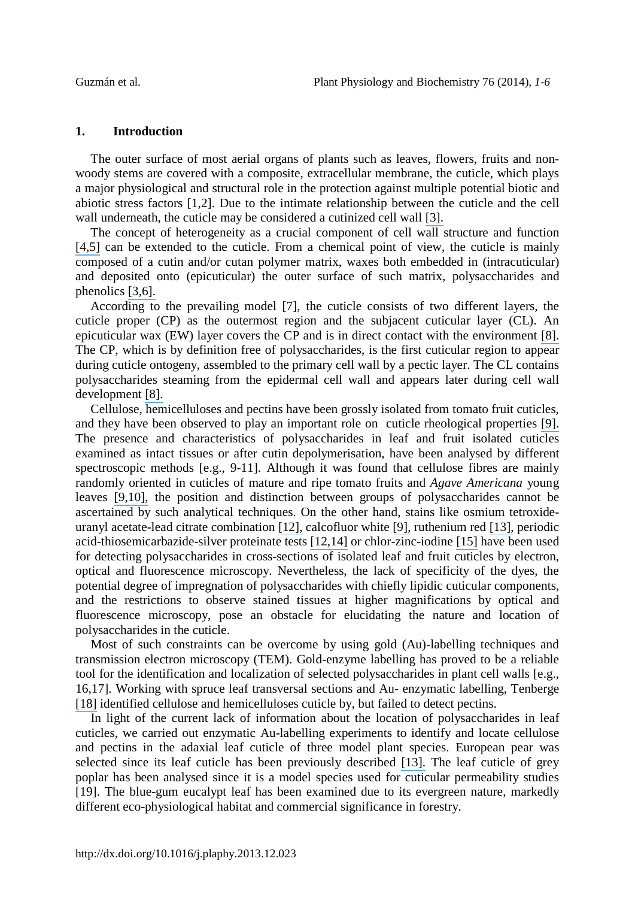## 1. Introduction

The outer surface of most aerial organs of plants such as leaves, flowers, fruits and non-woody stems are covered with a composite, extracellular membrane, the cuticle, which plays a major physiological and structural role in the protection against multiple potential biotic and abiotic stress factors [1,2]. Due to the intimate relationship between the cuticle and the cell wall underneath, the cuticle may be considered a cutinized cell wall [3].

The concept of heterogeneity as a crucial component of cell wall structure and function [4,5] can be extended to the cuticle. From a chemical point of view, the cuticle is mainly composed of a cutin and/or cutan polymer matrix, waxes both embedded in (intracuticular) and deposited onto (epicuticular) the outer surface of such matrix, polysaccharides and phenolics [3,6].

According to the prevailing model [7], the cuticle consists of two different layers, the cuticle proper (CP) as the outermost region and the subjacent cuticular layer (CL). An epicuticular wax (EW) layer covers the CP and is in direct contact with the environment [8]. The CP, which is by definition free of polysaccharides, is the first cuticular region to appear during cuticle ontogeny, assembled to the primary cell wall by a pectic layer. The CL contains polysaccharides steaming from the epidermal cell wall and appears later during cell wall development [8].

Cellulose, hemicelluloses and pectins have been grossly isolated from tomato fruit cuticles, and they have been observed to play an important role on cuticle rheological properties [9]. The presence and characteristics of polysaccharides in leaf and fruit isolated cuticles examined as intact tissues or after cutin depolymerisation, have been analysed by different spectroscopic methods [e.g., 9-11]. Although it was found that cellulose fibres are mainly randomly oriented in cuticles of mature and ripe tomato fruits and *Agave Americana* young leaves [9,10], the position and distinction between groups of polysaccharides cannot be ascertained by such analytical techniques. On the other hand, stains like osmium tetroxide-uranyl acetate-lead citrate combination [12], calcofluor white [9], ruthenium red [13], periodic acid-thiosemicarbazide-silver proteinate tests [12,14] or chlor-zinc-iodine [15] have been used for detecting polysaccharides in cross-sections of isolated leaf and fruit cuticles by electron, optical and fluorescence microscopy. Nevertheless, the lack of specificity of the dyes, the potential degree of impregnation of polysaccharides with chiefly lipidic cuticular components, and the restrictions to observe stained tissues at higher magnifications by optical and fluorescence microscopy, pose an obstacle for elucidating the nature and location of polysaccharides in the cuticle.

Most of such constraints can be overcome by using gold (Au)-labelling techniques and transmission electron microscopy (TEM). Gold-enzyme labelling has proved to be a reliable tool for the identification and localization of selected polysaccharides in plant cell walls [e.g., 16,17]. Working with spruce leaf transversal sections and Au- enzymatic labelling, Tenberge [18] identified cellulose and hemicelluloses cuticle by, but failed to detect pectins.

In light of the current lack of information about the location of polysaccharides in leaf cuticles, we carried out enzymatic Au-labelling experiments to identify and locate cellulose and pectins in the adaxial leaf cuticle of three model plant species. European pear was selected since its leaf cuticle has been previously described [13]. The leaf cuticle of grey poplar has been analysed since it is a model species used for cuticular permeability studies [19]. The blue-gum eucalypt leaf has been examined due to its evergreen nature, markedly different eco-physiological habitat and commercial significance in forestry.

http://dx.doi.org/10.1016/j.plaphy.2013.12.023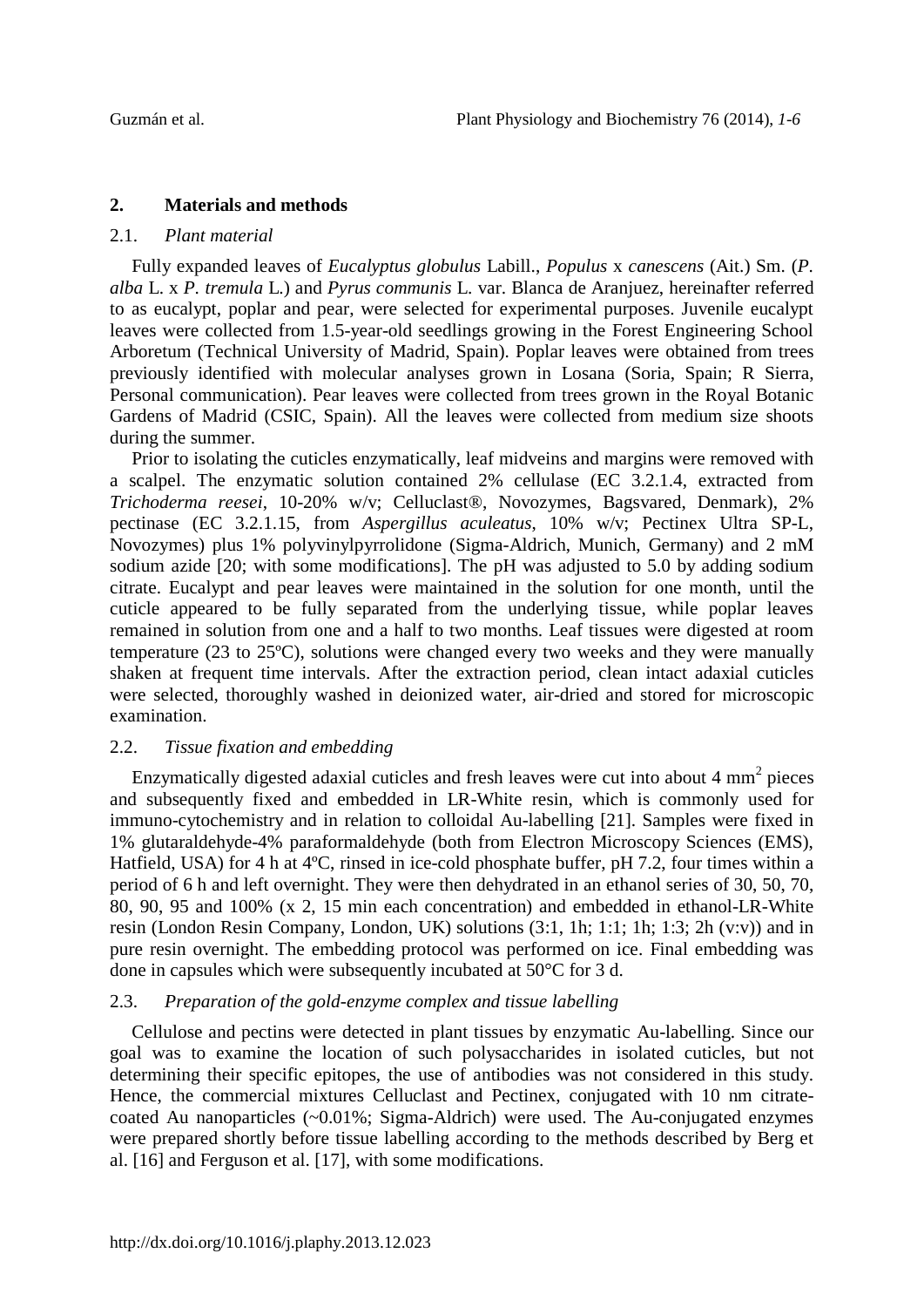## 2. Materials and methods

### 2.1. *Plant material*

Fully expanded leaves of *Eucalyptus globulus* Labill., *Populus* x *canescens* (Ait.) Sm. (*P. alba* L. x *P. tremula* L.) and *Pyrus communis* L. var. Blanca de Aranjuez, hereinafter referred to as eucalypt, poplar and pear, were selected for experimental purposes. Juvenile eucalypt leaves were collected from 1.5-year-old seedlings growing in the Forest Engineering School Arboretum (Technical University of Madrid, Spain). Poplar leaves were obtained from trees previously identified with molecular analyses grown in Losana (Soria, Spain; R Sierra, Personal communication). Pear leaves were collected from trees grown in the Royal Botanic Gardens of Madrid (CSIC, Spain). All the leaves were collected from medium size shoots during the summer.

Prior to isolating the cuticles enzymatically, leaf midveins and margins were removed with a scalpel. The enzymatic solution contained 2% cellulase (EC 3.2.1.4, extracted from *Trichoderma reesei*, 10-20% w/v; Celluclast®, Novozymes, Bagsvared, Denmark), 2% pectinase (EC 3.2.1.15, from *Aspergillus aculeatus*, 10% w/v; Pectinex Ultra SP-L, Novozymes) plus 1% polyvinylpyrrolidone (Sigma-Aldrich, Munich, Germany) and 2 mM sodium azide [20; with some modifications]. The pH was adjusted to 5.0 by adding sodium citrate. Eucalypt and pear leaves were maintained in the solution for one month, until the cuticle appeared to be fully separated from the underlying tissue, while poplar leaves remained in solution from one and a half to two months. Leaf tissues were digested at room temperature (23 to 25ºC), solutions were changed every two weeks and they were manually shaken at frequent time intervals. After the extraction period, clean intact adaxial cuticles were selected, thoroughly washed in deionized water, air-dried and stored for microscopic examination.

### 2.2. *Tissue fixation and embedding*

Enzymatically digested adaxial cuticles and fresh leaves were cut into about 4 $mm^2$ pieces and subsequently fixed and embedded in LR-White resin, which is commonly used for immuno-cytochemistry and in relation to colloidal Au-labelling [21]. Samples were fixed in 1% glutaraldehyde-4% paraformaldehyde (both from Electron Microscopy Sciences (EMS), Hatfield, USA) for 4 h at 4ºC, rinsed in ice-cold phosphate buffer, pH 7.2, four times within a period of 6 h and left overnight. They were then dehydrated in an ethanol series of 30, 50, 70, 80, 90, 95 and 100% (x 2, 15 min each concentration) and embedded in ethanol-LR-White resin (London Resin Company, London, UK) solutions (3:1, 1h; 1:1; 1h; 1:3; 2h (v:v)) and in pure resin overnight. The embedding protocol was performed on ice. Final embedding was done in capsules which were subsequently incubated at 50°C for 3 d.

### 2.3. *Preparation of the gold-enzyme complex and tissue labelling*

Cellulose and pectins were detected in plant tissues by enzymatic Au-labelling. Since our goal was to examine the location of such polysaccharides in isolated cuticles, but not determining their specific epitopes, the use of antibodies was not considered in this study. Hence, the commercial mixtures Celluclast and Pectinex, conjugated with 10 nm citrate-coated Au nanoparticles (~0.01%; Sigma-Aldrich) were used. The Au-conjugated enzymes were prepared shortly before tissue labelling according to the methods described by Berg et al. [16] and Ferguson et al. [17], with some modifications.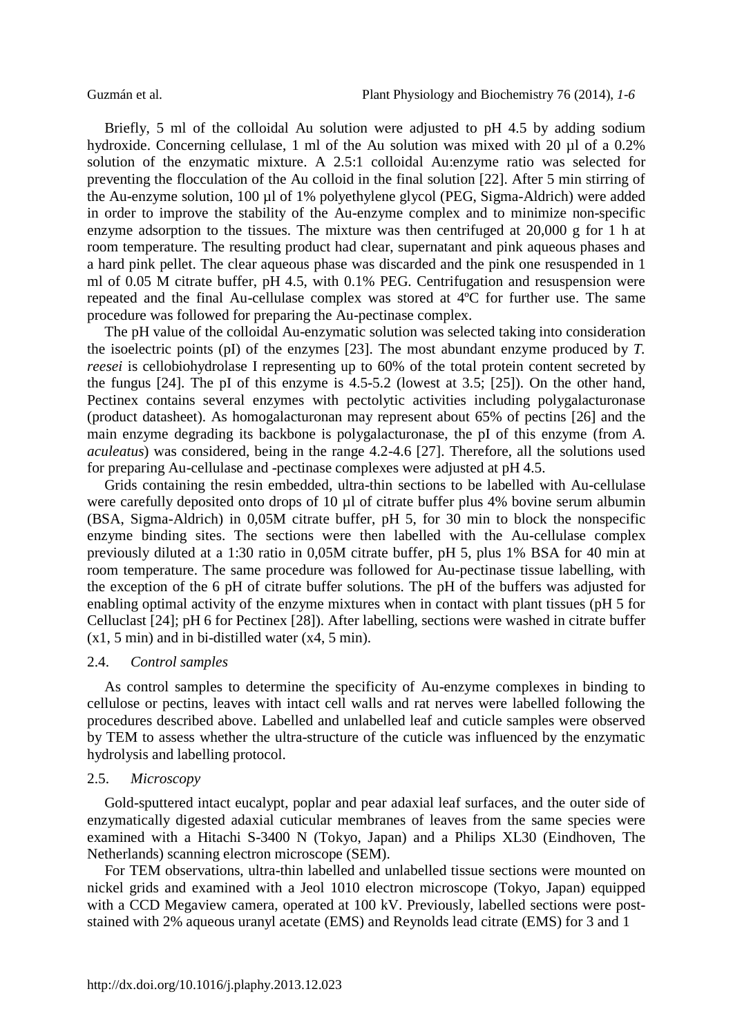Briefly, 5 ml of the colloidal Au solution were adjusted to pH 4.5 by adding sodium hydroxide. Concerning cellulase, 1 ml of the Au solution was mixed with 20 µl of a 0.2% solution of the enzymatic mixture. A 2.5:1 colloidal Au:enzyme ratio was selected for preventing the flocculation of the Au colloid in the final solution [22]. After 5 min stirring of the Au-enzyme solution, 100 µl of 1% polyethylene glycol (PEG, Sigma-Aldrich) were added in order to improve the stability of the Au-enzyme complex and to minimize non-specific enzyme adsorption to the tissues. The mixture was then centrifuged at 20,000 g for 1 h at room temperature. The resulting product had clear, supernatant and pink aqueous phases and a hard pink pellet. The clear aqueous phase was discarded and the pink one resuspended in 1 ml of 0.05 M citrate buffer, pH 4.5, with 0.1% PEG. Centrifugation and resuspension were repeated and the final Au-cellulase complex was stored at 4ºC for further use. The same procedure was followed for preparing the Au-pectinase complex.

The pH value of the colloidal Au-enzymatic solution was selected taking into consideration the isoelectric points (pI) of the enzymes [23]. The most abundant enzyme produced by *T. reesei* is cellobiohydrolase I representing up to 60% of the total protein content secreted by the fungus [24]. The pI of this enzyme is 4.5-5.2 (lowest at 3.5; [25]). On the other hand, Pectinex contains several enzymes with pectolytic activities including polygalacturonase (product datasheet). As homogalacturonan may represent about 65% of pectins [26] and the main enzyme degrading its backbone is polygalacturonase, the pI of this enzyme (from *A. aculeatus*) was considered, being in the range 4.2-4.6 [27]. Therefore, all the solutions used for preparing Au-cellulase and -pectinase complexes were adjusted at pH 4.5.

Grids containing the resin embedded, ultra-thin sections to be labelled with Au-cellulase were carefully deposited onto drops of 10 µl of citrate buffer plus 4% bovine serum albumin (BSA, Sigma-Aldrich) in 0,05M citrate buffer, pH 5, for 30 min to block the nonspecific enzyme binding sites. The sections were then labelled with the Au-cellulase complex previously diluted at a 1:30 ratio in 0,05M citrate buffer, pH 5, plus 1% BSA for 40 min at room temperature. The same procedure was followed for Au-pectinase tissue labelling, with the exception of the 6 pH of citrate buffer solutions. The pH of the buffers was adjusted for enabling optimal activity of the enzyme mixtures when in contact with plant tissues (pH 5 for Celluclast [24]; pH 6 for Pectinex [28]). After labelling, sections were washed in citrate buffer (x1, 5 min) and in bi-distilled water (x4, 5 min).

### 2.4. *Control samples*

As control samples to determine the specificity of Au-enzyme complexes in binding to cellulose or pectins, leaves with intact cell walls and rat nerves were labelled following the procedures described above. Labelled and unlabelled leaf and cuticle samples were observed by TEM to assess whether the ultra-structure of the cuticle was influenced by the enzymatic hydrolysis and labelling protocol.

### 2.5. *Microscopy*

Gold-sputtered intact eucalypt, poplar and pear adaxial leaf surfaces, and the outer side of enzymatically digested adaxial cuticular membranes of leaves from the same species were examined with a Hitachi S-3400 N (Tokyo, Japan) and a Philips XL30 (Eindhoven, The Netherlands) scanning electron microscope (SEM).

For TEM observations, ultra-thin labelled and unlabelled tissue sections were mounted on nickel grids and examined with a Jeol 1010 electron microscope (Tokyo, Japan) equipped with a CCD Megaview camera, operated at 100 kV. Previously, labelled sections were post-stained with 2% aqueous uranyl acetate (EMS) and Reynolds lead citrate (EMS) for 3 and 1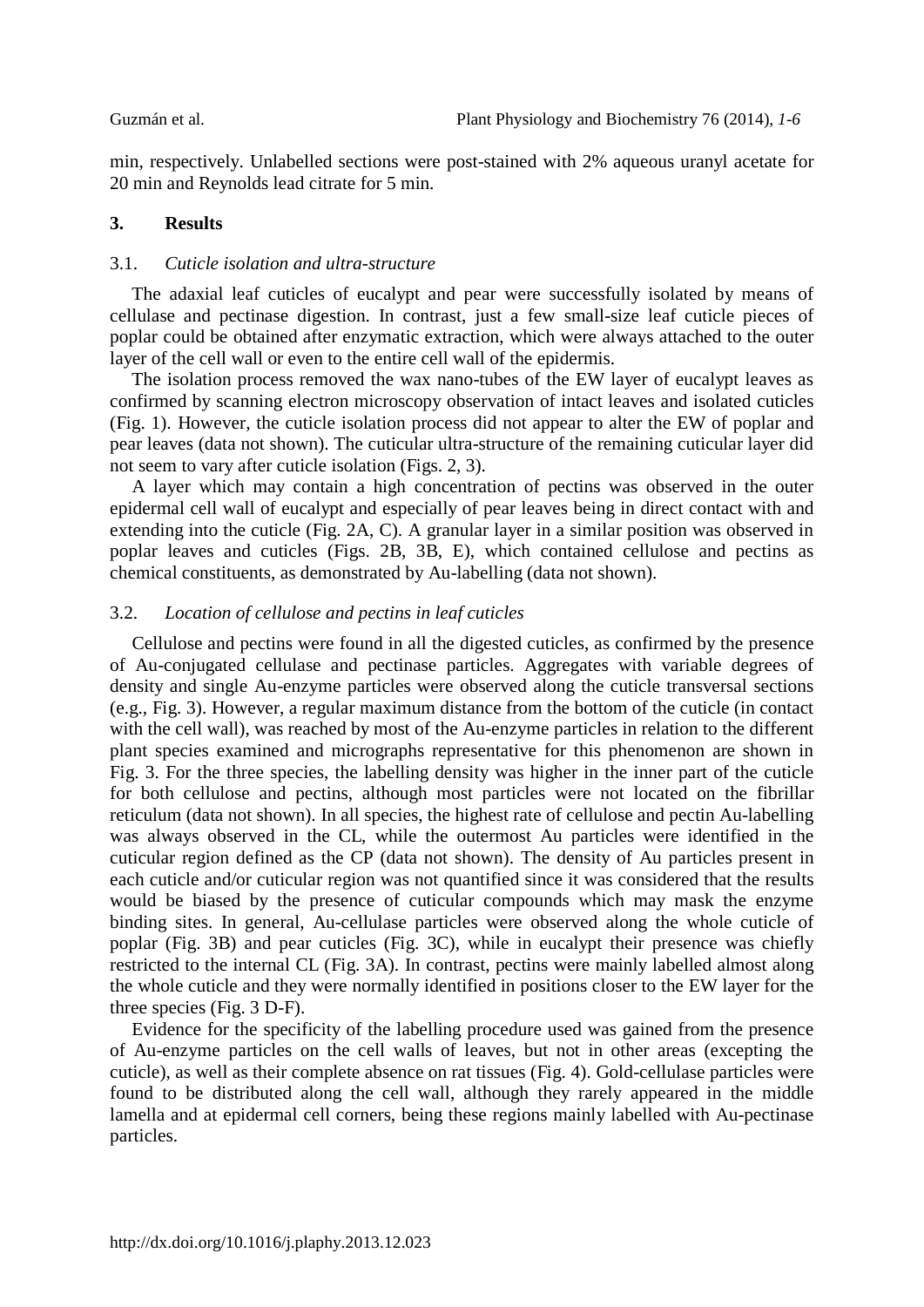min, respectively. Unlabelled sections were post-stained with 2% aqueous uranyl acetate for 20 min and Reynolds lead citrate for 5 min.

## 3. Results

### 3.1. *Cuticle isolation and ultra-structure*

The adaxial leaf cuticles of eucalypt and pear were successfully isolated by means of cellulase and pectinase digestion. In contrast, just a few small-size leaf cuticle pieces of poplar could be obtained after enzymatic extraction, which were always attached to the outer layer of the cell wall or even to the entire cell wall of the epidermis.

The isolation process removed the wax nano-tubes of the EW layer of eucalypt leaves as confirmed by scanning electron microscopy observation of intact leaves and isolated cuticles (Fig. 1). However, the cuticle isolation process did not appear to alter the EW of poplar and pear leaves (data not shown). The cuticular ultra-structure of the remaining cuticular layer did not seem to vary after cuticle isolation (Figs. 2, 3).

A layer which may contain a high concentration of pectins was observed in the outer epidermal cell wall of eucalypt and especially of pear leaves being in direct contact with and extending into the cuticle (Fig. 2A, C). A granular layer in a similar position was observed in poplar leaves and cuticles (Figs. 2B, 3B, E), which contained cellulose and pectins as chemical constituents, as demonstrated by Au-labelling (data not shown).

### 3.2. *Location of cellulose and pectins in leaf cuticles*

Cellulose and pectins were found in all the digested cuticles, as confirmed by the presence of Au-conjugated cellulase and pectinase particles. Aggregates with variable degrees of density and single Au-enzyme particles were observed along the cuticle transversal sections (e.g., Fig. 3). However, a regular maximum distance from the bottom of the cuticle (in contact with the cell wall), was reached by most of the Au-enzyme particles in relation to the different plant species examined and micrographs representative for this phenomenon are shown in Fig. 3. For the three species, the labelling density was higher in the inner part of the cuticle for both cellulose and pectins, although most particles were not located on the fibrillar reticulum (data not shown). In all species, the highest rate of cellulose and pectin Au-labelling was always observed in the CL, while the outermost Au particles were identified in the cuticular region defined as the CP (data not shown). The density of Au particles present in each cuticle and/or cuticular region was not quantified since it was considered that the results would be biased by the presence of cuticular compounds which may mask the enzyme binding sites. In general, Au-cellulase particles were observed along the whole cuticle of poplar (Fig. 3B) and pear cuticles (Fig. 3C), while in eucalypt their presence was chiefly restricted to the internal CL (Fig. 3A). In contrast, pectins were mainly labelled almost along the whole cuticle and they were normally identified in positions closer to the EW layer for the three species (Fig. 3 D-F).

Evidence for the specificity of the labelling procedure used was gained from the presence of Au-enzyme particles on the cell walls of leaves, but not in other areas (excepting the cuticle), as well as their complete absence on rat tissues (Fig. 4). Gold-cellulase particles were found to be distributed along the cell wall, although they rarely appeared in the middle lamella and at epidermal cell corners, being these regions mainly labelled with Au-pectinase particles.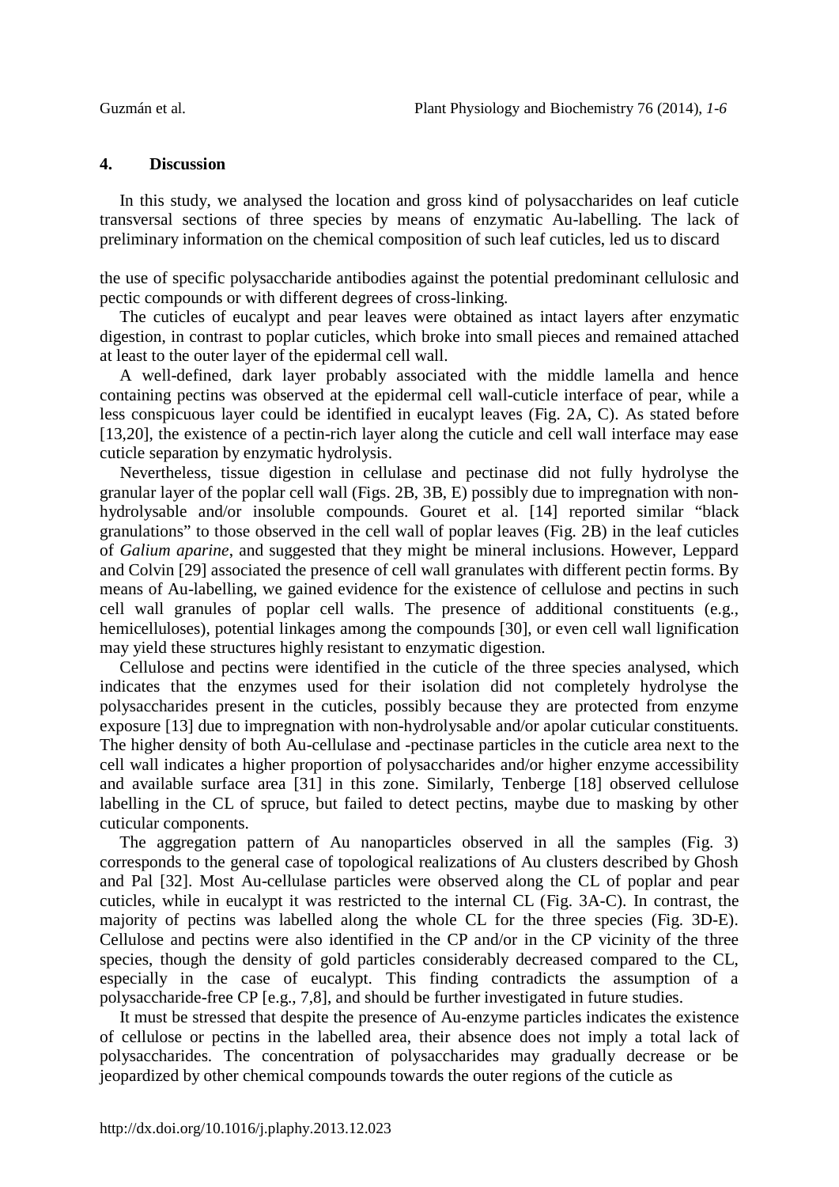## 4. Discussion

In this study, we analysed the location and gross kind of polysaccharides on leaf cuticle transversal sections of three species by means of enzymatic Au-labelling. The lack of preliminary information on the chemical composition of such leaf cuticles, led us to discard the use of specific polysaccharide antibodies against the potential predominant cellulosic and pectic compounds or with different degrees of cross-linking.

The cuticles of eucalypt and pear leaves were obtained as intact layers after enzymatic digestion, in contrast to poplar cuticles, which broke into small pieces and remained attached at least to the outer layer of the epidermal cell wall.

A well-defined, dark layer probably associated with the middle lamella and hence containing pectins was observed at the epidermal cell wall-cuticle interface of pear, while a less conspicuous layer could be identified in eucalypt leaves (Fig. 2A, C). As stated before [13,20], the existence of a pectin-rich layer along the cuticle and cell wall interface may ease cuticle separation by enzymatic hydrolysis.

Nevertheless, tissue digestion in cellulase and pectinase did not fully hydrolyse the granular layer of the poplar cell wall (Figs. 2B, 3B, E) possibly due to impregnation with non-hydrolysable and/or insoluble compounds. Gouret et al. [14] reported similar "black granulations" to those observed in the cell wall of poplar leaves (Fig. 2B) in the leaf cuticles of *Galium aparine*, and suggested that they might be mineral inclusions. However, Leppard and Colvin [29] associated the presence of cell wall granulates with different pectin forms. By means of Au-labelling, we gained evidence for the existence of cellulose and pectins in such cell wall granules of poplar cell walls. The presence of additional constituents (e.g., hemicelluloses), potential linkages among the compounds [30], or even cell wall lignification may yield these structures highly resistant to enzymatic digestion.

Cellulose and pectins were identified in the cuticle of the three species analysed, which indicates that the enzymes used for their isolation did not completely hydrolyse the polysaccharides present in the cuticles, possibly because they are protected from enzyme exposure [13] due to impregnation with non-hydrolysable and/or apolar cuticular constituents. The higher density of both Au-cellulase and -pectinase particles in the cuticle area next to the cell wall indicates a higher proportion of polysaccharides and/or higher enzyme accessibility and available surface area [31] in this zone. Similarly, Tenberge [18] observed cellulose labelling in the CL of spruce, but failed to detect pectins, maybe due to masking by other cuticular components.

The aggregation pattern of Au nanoparticles observed in all the samples (Fig. 3) corresponds to the general case of topological realizations of Au clusters described by Ghosh and Pal [32]. Most Au-cellulase particles were observed along the CL of poplar and pear cuticles, while in eucalypt it was restricted to the internal CL (Fig. 3A-C). In contrast, the majority of pectins was labelled along the whole CL for the three species (Fig. 3D-E). Cellulose and pectins were also identified in the CP and/or in the CP vicinity of the three species, though the density of gold particles considerably decreased compared to the CL, especially in the case of eucalypt. This finding contradicts the assumption of a polysaccharide-free CP [e.g., 7,8], and should be further investigated in future studies.

It must be stressed that despite the presence of Au-enzyme particles indicates the existence of cellulose or pectins in the labelled area, their absence does not imply a total lack of polysaccharides. The concentration of polysaccharides may gradually decrease or be jeopardized by other chemical compounds towards the outer regions of the cuticle as

http://dx.doi.org/10.1016/j.plaphy.2013.12.023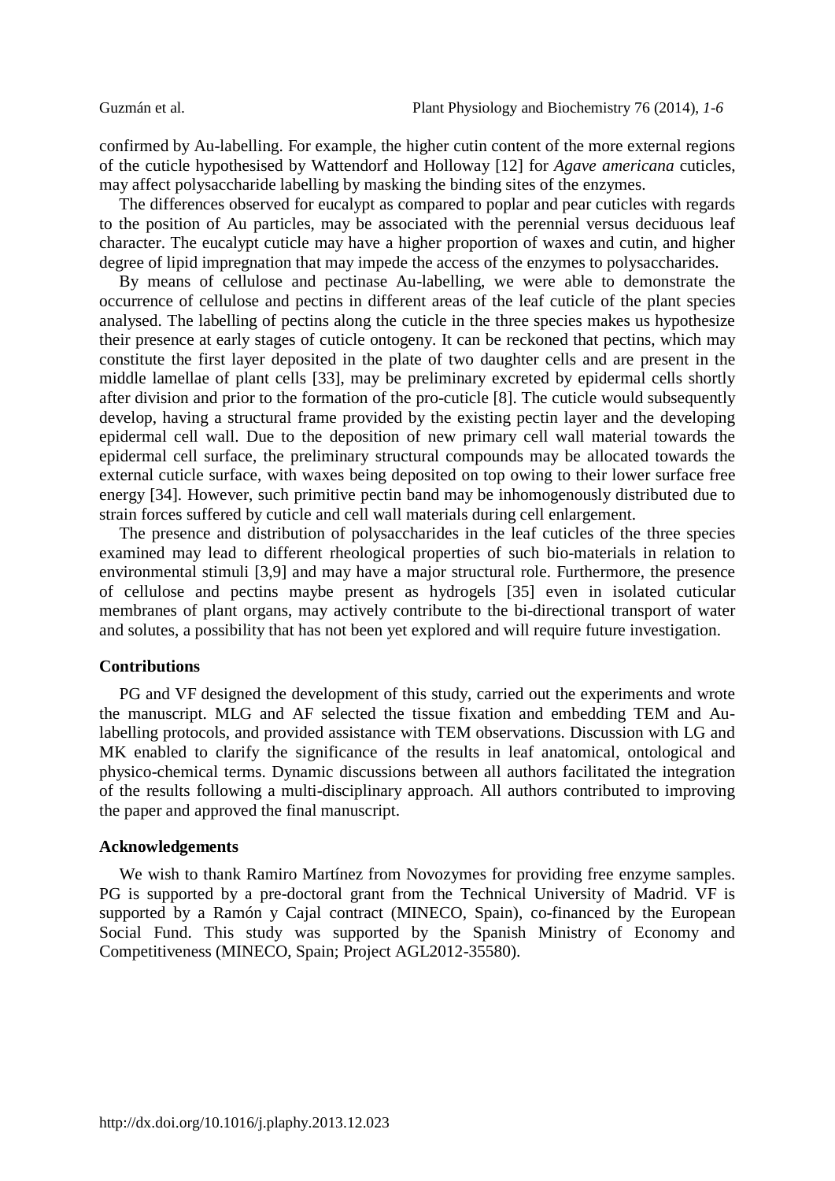confirmed by Au-labelling. For example, the higher cutin content of the more external regions of the cuticle hypothesised by Wattendorf and Holloway [12] for *Agave americana* cuticles, may affect polysaccharide labelling by masking the binding sites of the enzymes.

The differences observed for eucalypt as compared to poplar and pear cuticles with regards to the position of Au particles, may be associated with the perennial versus deciduous leaf character. The eucalypt cuticle may have a higher proportion of waxes and cutin, and higher degree of lipid impregnation that may impede the access of the enzymes to polysaccharides.

By means of cellulose and pectinase Au-labelling, we were able to demonstrate the occurrence of cellulose and pectins in different areas of the leaf cuticle of the plant species analysed. The labelling of pectins along the cuticle in the three species makes us hypothesize their presence at early stages of cuticle ontogeny. It can be reckoned that pectins, which may constitute the first layer deposited in the plate of two daughter cells and are present in the middle lamellae of plant cells [33], may be preliminary excreted by epidermal cells shortly after division and prior to the formation of the pro-cuticle [8]. The cuticle would subsequently develop, having a structural frame provided by the existing pectin layer and the developing epidermal cell wall. Due to the deposition of new primary cell wall material towards the epidermal cell surface, the preliminary structural compounds may be allocated towards the external cuticle surface, with waxes being deposited on top owing to their lower surface free energy [34]. However, such primitive pectin band may be inhomogenously distributed due to strain forces suffered by cuticle and cell wall materials during cell enlargement.

The presence and distribution of polysaccharides in the leaf cuticles of the three species examined may lead to different rheological properties of such bio-materials in relation to environmental stimuli [3,9] and may have a major structural role. Furthermore, the presence of cellulose and pectins maybe present as hydrogels [35] even in isolated cuticular membranes of plant organs, may actively contribute to the bi-directional transport of water and solutes, a possibility that has not been yet explored and will require future investigation.

## Contributions

PG and VF designed the development of this study, carried out the experiments and wrote the manuscript. MLG and AF selected the tissue fixation and embedding TEM and Au-labelling protocols, and provided assistance with TEM observations. Discussion with LG and MK enabled to clarify the significance of the results in leaf anatomical, ontological and physico-chemical terms. Dynamic discussions between all authors facilitated the integration of the results following a multi-disciplinary approach. All authors contributed to improving the paper and approved the final manuscript.

## Acknowledgements

We wish to thank Ramiro Martínez from Novozymes for providing free enzyme samples. PG is supported by a pre-doctoral grant from the Technical University of Madrid. VF is supported by a Ramón y Cajal contract (MINECO, Spain), co-financed by the European Social Fund. This study was supported by the Spanish Ministry of Economy and Competitiveness (MINECO, Spain; Project AGL2012-35580).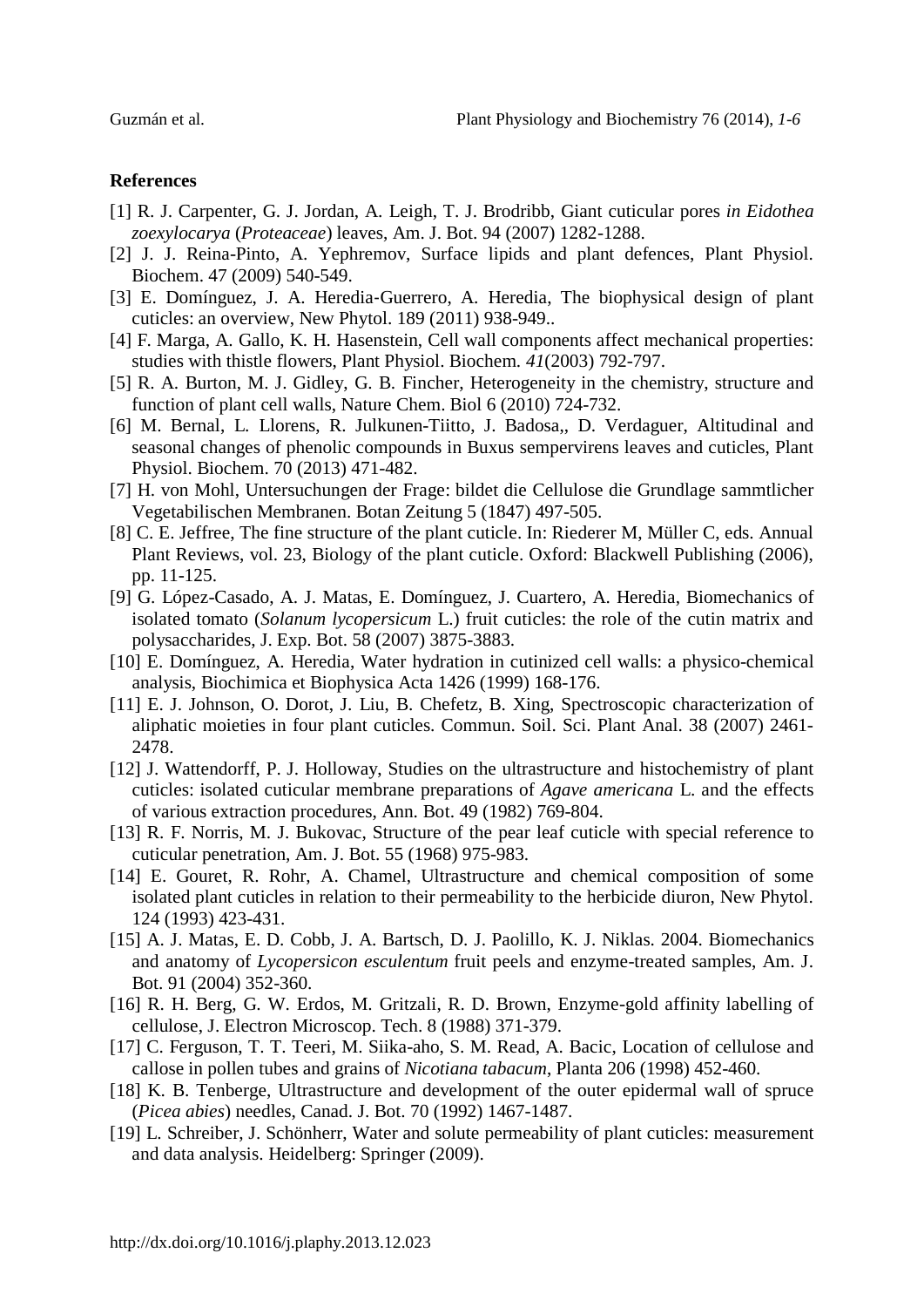## References

[1] R. J. Carpenter, G. J. Jordan, A. Leigh, T. J. Brodribb, Giant cuticular pores *in Eidothea zoexylocarya* (*Proteaceae*) leaves, Am. J. Bot. 94 (2007) 1282-1288.

[2] J. J. Reina-Pinto, A. Yephremov, Surface lipids and plant defences, Plant Physiol. Biochem. 47 (2009) 540-549.

[3] E. Domínguez, J. A. Heredia-Guerrero, A. Heredia, The biophysical design of plant cuticles: an overview, New Phytol. 189 (2011) 938-949..

[4] F. Marga, A. Gallo, K. H. Hasenstein, Cell wall components affect mechanical properties: studies with thistle flowers, Plant Physiol. Biochem. *41*(2003) 792-797.

[5] R. A. Burton, M. J. Gidley, G. B. Fincher, Heterogeneity in the chemistry, structure and function of plant cell walls, Nature Chem. Biol 6 (2010) 724-732.

[6] M. Bernal, L. Llorens, R. Julkunen-Tiitto, J. Badosa,, D. Verdaguer, Altitudinal and seasonal changes of phenolic compounds in Buxus sempervirens leaves and cuticles, Plant Physiol. Biochem. 70 (2013) 471-482.

[7] H. von Mohl, Untersuchungen der Frage: bildet die Cellulose die Grundlage sammtlicher Vegetabilischen Membranen. Botan Zeitung 5 (1847) 497-505.

[8] C. E. Jeffree, The fine structure of the plant cuticle. In: Riederer M, Müller C, eds. Annual Plant Reviews, vol. 23, Biology of the plant cuticle. Oxford: Blackwell Publishing (2006), pp. 11-125.

[9] G. López-Casado, A. J. Matas, E. Domínguez, J. Cuartero, A. Heredia, Biomechanics of isolated tomato (*Solanum lycopersicum* L.) fruit cuticles: the role of the cutin matrix and polysaccharides, J. Exp. Bot. 58 (2007) 3875-3883.

[10] E. Domínguez, A. Heredia, Water hydration in cutinized cell walls: a physico-chemical analysis, Biochimica et Biophysica Acta 1426 (1999) 168-176.

[11] E. J. Johnson, O. Dorot, J. Liu, B. Chefetz, B. Xing, Spectroscopic characterization of aliphatic moieties in four plant cuticles. Commun. Soil. Sci. Plant Anal. 38 (2007) 2461-2478.

[12] J. Wattendorff, P. J. Holloway, Studies on the ultrastructure and histochemistry of plant cuticles: isolated cuticular membrane preparations of *Agave americana* L. and the effects of various extraction procedures, Ann. Bot. 49 (1982) 769-804.

[13] R. F. Norris, M. J. Bukovac, Structure of the pear leaf cuticle with special reference to cuticular penetration, Am. J. Bot. 55 (1968) 975-983.

[14] E. Gouret, R. Rohr, A. Chamel, Ultrastructure and chemical composition of some isolated plant cuticles in relation to their permeability to the herbicide diuron, New Phytol. 124 (1993) 423-431.

[15] A. J. Matas, E. D. Cobb, J. A. Bartsch, D. J. Paolillo, K. J. Niklas. 2004. Biomechanics and anatomy of *Lycopersicon esculentum* fruit peels and enzyme-treated samples, Am. J. Bot. 91 (2004) 352-360.

[16] R. H. Berg, G. W. Erdos, M. Gritzali, R. D. Brown, Enzyme-gold affinity labelling of cellulose, J. Electron Microscop. Tech. 8 (1988) 371-379.

[17] C. Ferguson, T. T. Teeri, M. Siika-aho, S. M. Read, A. Bacic, Location of cellulose and callose in pollen tubes and grains of *Nicotiana tabacum*, Planta 206 (1998) 452-460.

[18] K. B. Tenberge, Ultrastructure and development of the outer epidermal wall of spruce (*Picea abies*) needles, Canad. J. Bot. 70 (1992) 1467-1487.

[19] L. Schreiber, J. Schönherr, Water and solute permeability of plant cuticles: measurement and data analysis. Heidelberg: Springer (2009).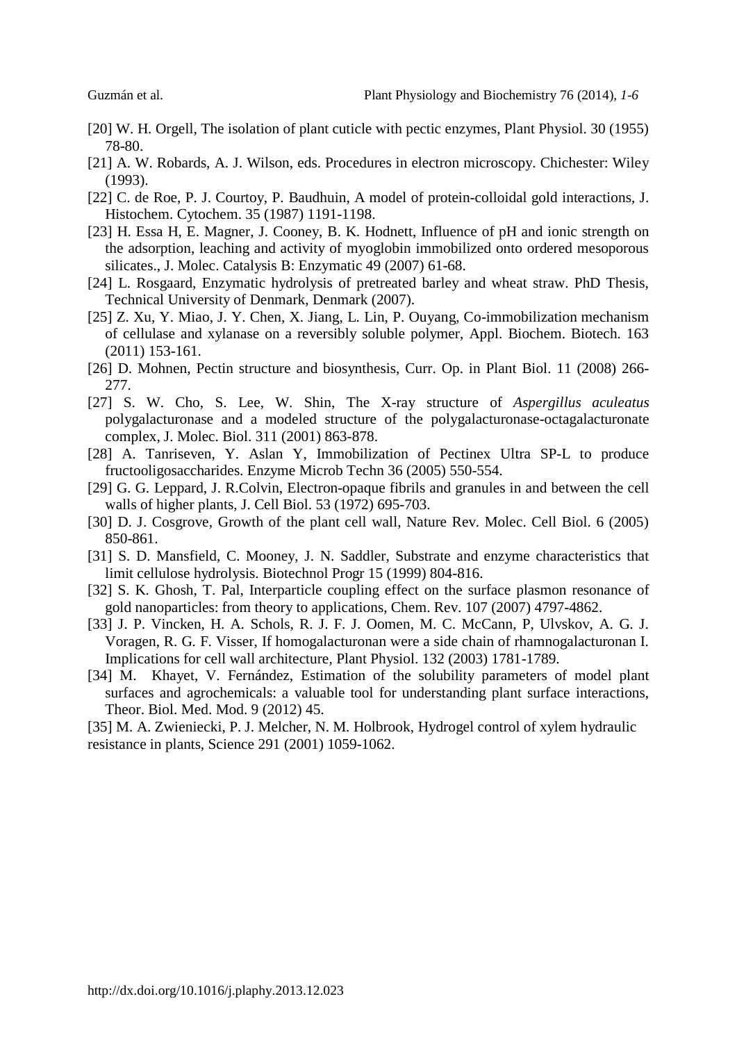[20] W. H. Orgell, The isolation of plant cuticle with pectic enzymes, Plant Physiol. 30 (1955) 78-80.

[21] A. W. Robards, A. J. Wilson, eds. Procedures in electron microscopy. Chichester: Wiley (1993).

[22] C. de Roe, P. J. Courtoy, P. Baudhuin, A model of protein-colloidal gold interactions, J. Histochem. Cytochem. 35 (1987) 1191-1198.

[23] H. Essa H, E. Magner, J. Cooney, B. K. Hodnett, Influence of pH and ionic strength on the adsorption, leaching and activity of myoglobin immobilized onto ordered mesoporous silicates., J. Molec. Catalysis B: Enzymatic 49 (2007) 61-68.

[24] L. Rosgaard, Enzymatic hydrolysis of pretreated barley and wheat straw. PhD Thesis, Technical University of Denmark, Denmark (2007).

[25] Z. Xu, Y. Miao, J. Y. Chen, X. Jiang, L. Lin, P. Ouyang, Co-immobilization mechanism of cellulase and xylanase on a reversibly soluble polymer, Appl. Biochem. Biotech. 163 (2011) 153-161.

[26] D. Mohnen, Pectin structure and biosynthesis, Curr. Op. in Plant Biol. 11 (2008) 266-277.

[27] S. W. Cho, S. Lee, W. Shin, The X-ray structure of *Aspergillus aculeatus* polygalacturonase and a modeled structure of the polygalacturonase-octagalacturonate complex, J. Molec. Biol. 311 (2001) 863-878.

[28] A. Tanriseven, Y. Aslan Y, Immobilization of Pectinex Ultra SP-L to produce fructooligosaccharides. Enzyme Microb Techn 36 (2005) 550-554.

[29] G. G. Leppard, J. R.Colvin, Electron-opaque fibrils and granules in and between the cell walls of higher plants, J. Cell Biol. 53 (1972) 695-703.

[30] D. J. Cosgrove, Growth of the plant cell wall, Nature Rev. Molec. Cell Biol. 6 (2005) 850-861.

[31] S. D. Mansfield, C. Mooney, J. N. Saddler, Substrate and enzyme characteristics that limit cellulose hydrolysis. Biotechnol Progr 15 (1999) 804-816.

[32] S. K. Ghosh, T. Pal, Interparticle coupling effect on the surface plasmon resonance of gold nanoparticles: from theory to applications, Chem. Rev. 107 (2007) 4797-4862.

[33] J. P. Vincken, H. A. Schols, R. J. F. J. Oomen, M. C. McCann, P, Ulvskov, A. G. J. Voragen, R. G. F. Visser, If homogalacturonan were a side chain of rhamnogalacturonan I. Implications for cell wall architecture, Plant Physiol. 132 (2003) 1781-1789.

[34] M. Khayet, V. Fernández, Estimation of the solubility parameters of model plant surfaces and agrochemicals: a valuable tool for understanding plant surface interactions, Theor. Biol. Med. Mod. 9 (2012) 45.

[35] M. A. Zwieniecki, P. J. Melcher, N. M. Holbrook, Hydrogel control of xylem hydraulic resistance in plants, Science 291 (2001) 1059-1062.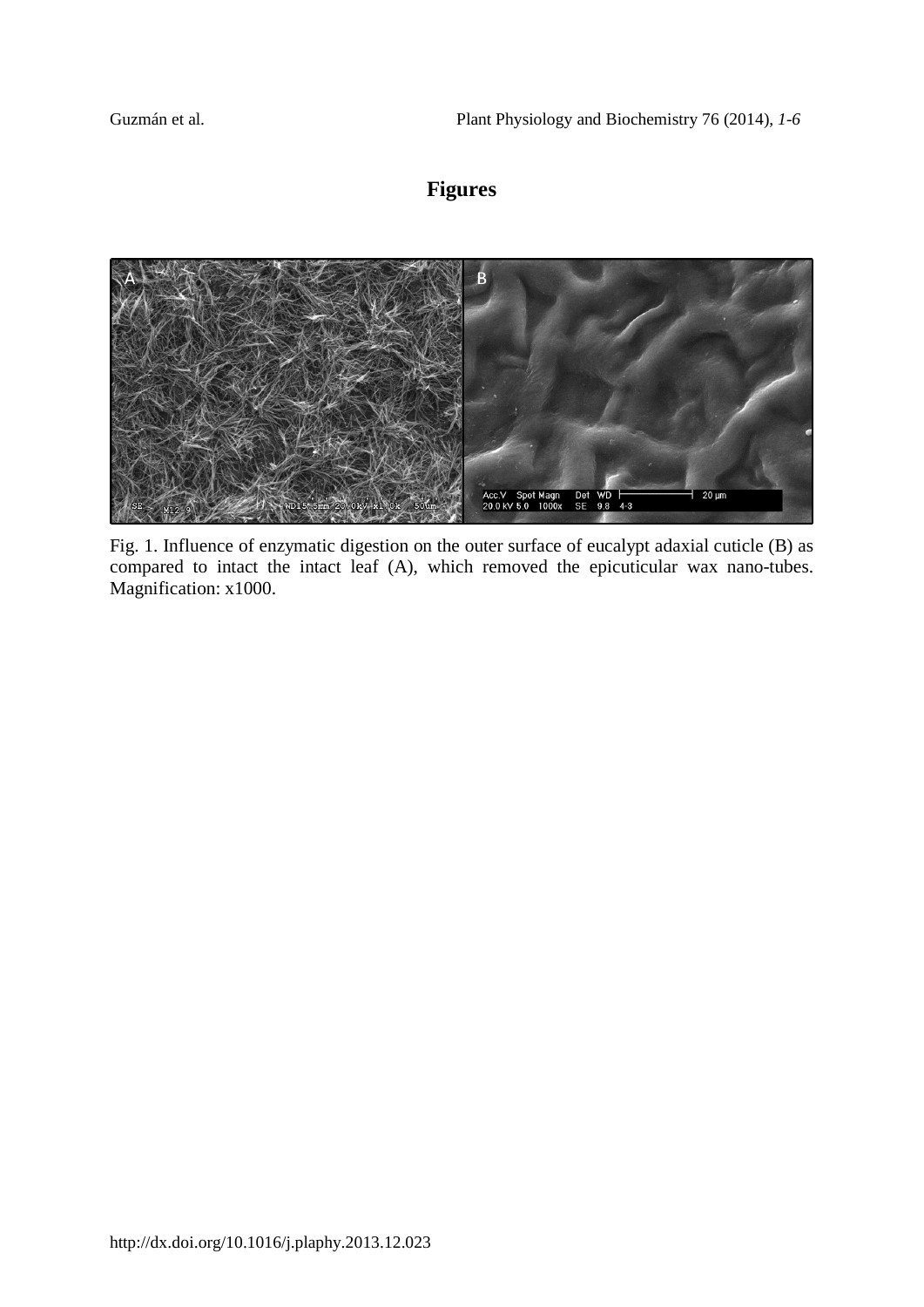# Figures

Fig. 1. Influence of enzymatic digestion on the outer surface of eucalypt adaxial cuticle (B) as compared to intact the intact leaf (A), which removed the epicuticular wax nano-tubes. Magnification: x1000.

http://dx.doi.org/10.1016/j.plaphy.2013.12.023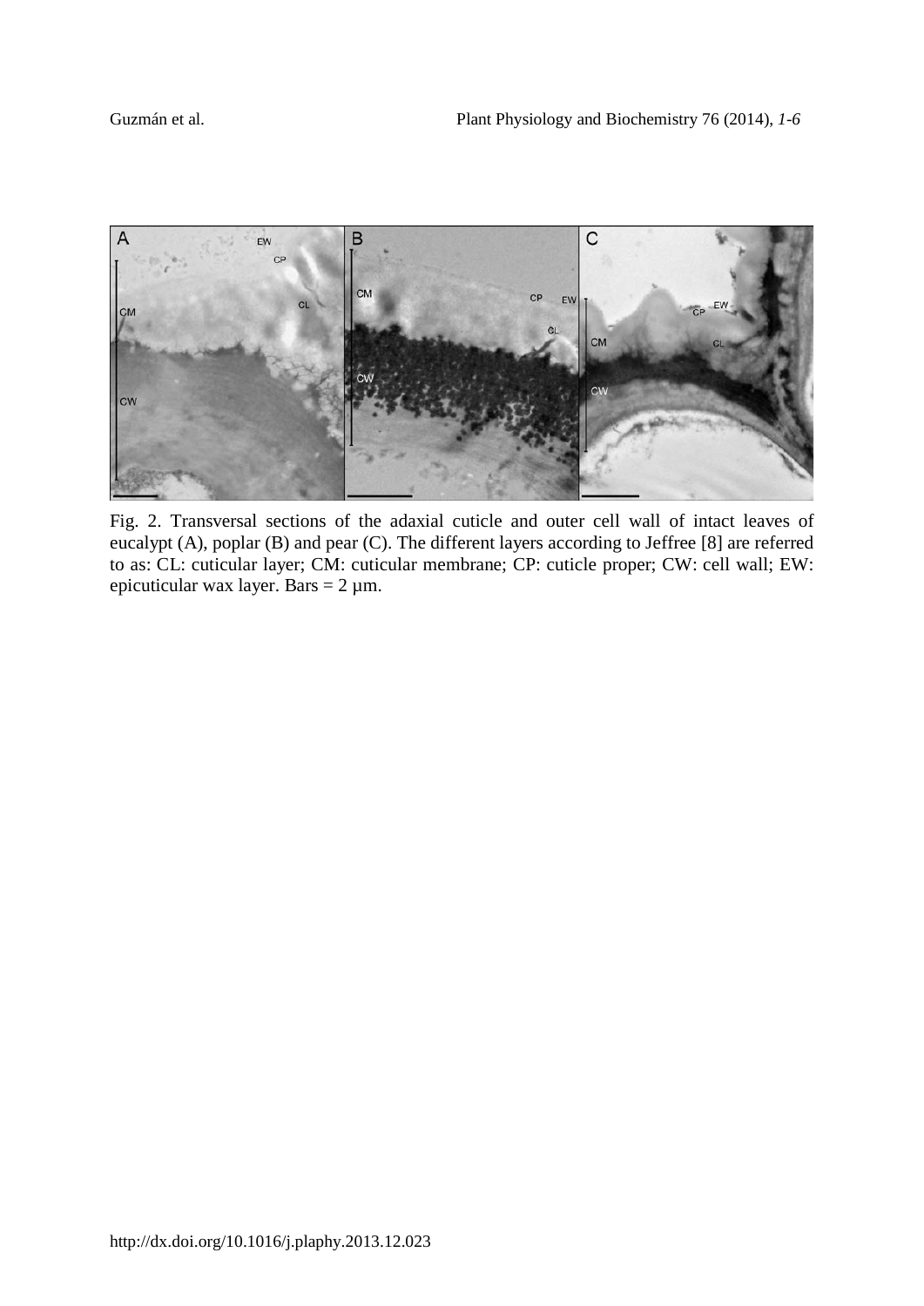Fig. 2. Transversal sections of the adaxial cuticle and outer cell wall of intact leaves of eucalypt (A), poplar (B) and pear (C). The different layers according to Jeffree [8] are referred to as: CL: cuticular layer; CM: cuticular membrane; CP: cuticle proper; CW: cell wall; EW: epicuticular wax layer. Bars = 2 µm.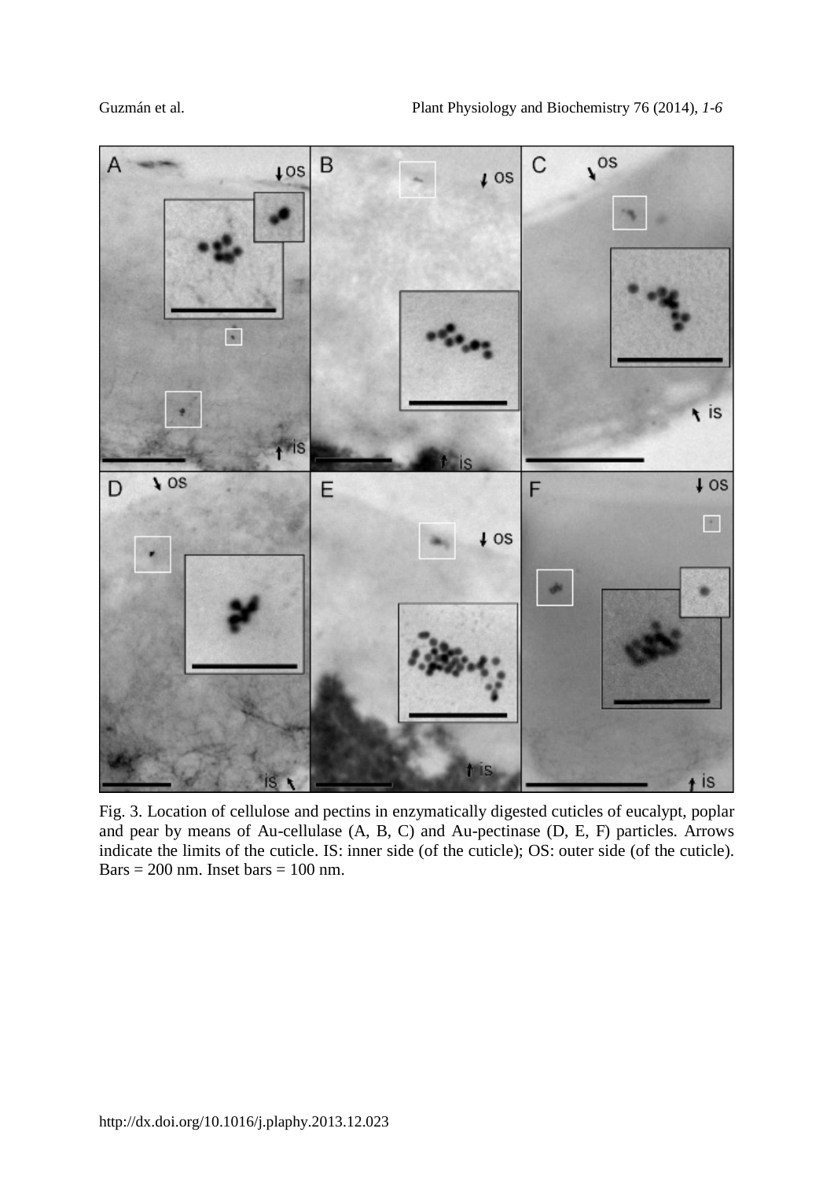Fig. 3. Location of cellulose and pectins in enzymatically digested cuticles of eucalypt, poplar and pear by means of Au-cellulase (A, B, C) and Au-pectinase (D, E, F) particles. Arrows indicate the limits of the cuticle. IS: inner side (of the cuticle); OS: outer side (of the cuticle). Bars = 200 nm. Inset bars = 100 nm.

http://dx.doi.org/10.1016/j.plaphy.2013.12.023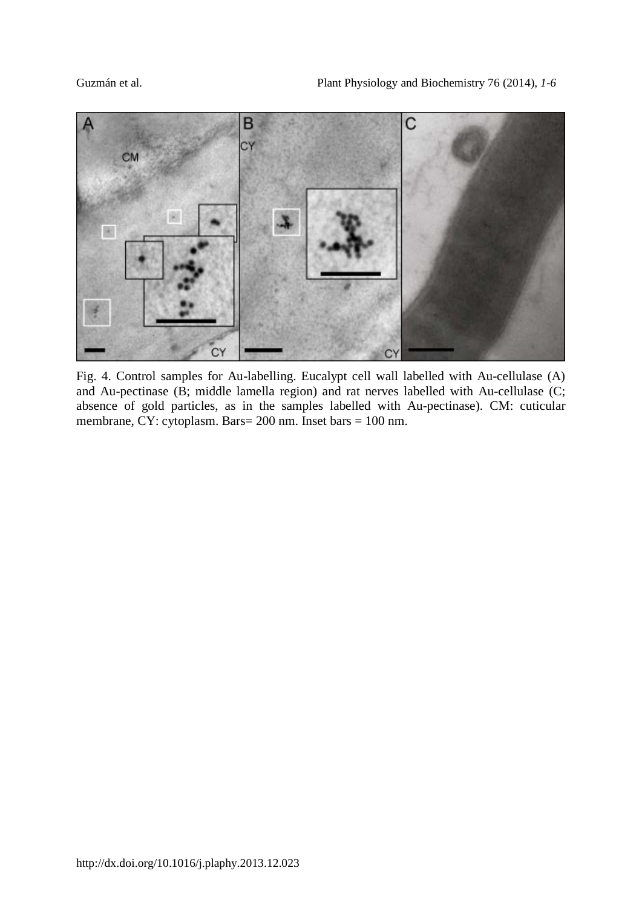Fig. 4. Control samples for Au-labelling. Eucalypt cell wall labelled with Au-cellulase (A) and Au-pectinase (B; middle lamella region) and rat nerves labelled with Au-cellulase (C; absence of gold particles, as in the samples labelled with Au-pectinase). CM: cuticular membrane, CY: cytoplasm. Bars= 200 nm. Inset bars = 100 nm.